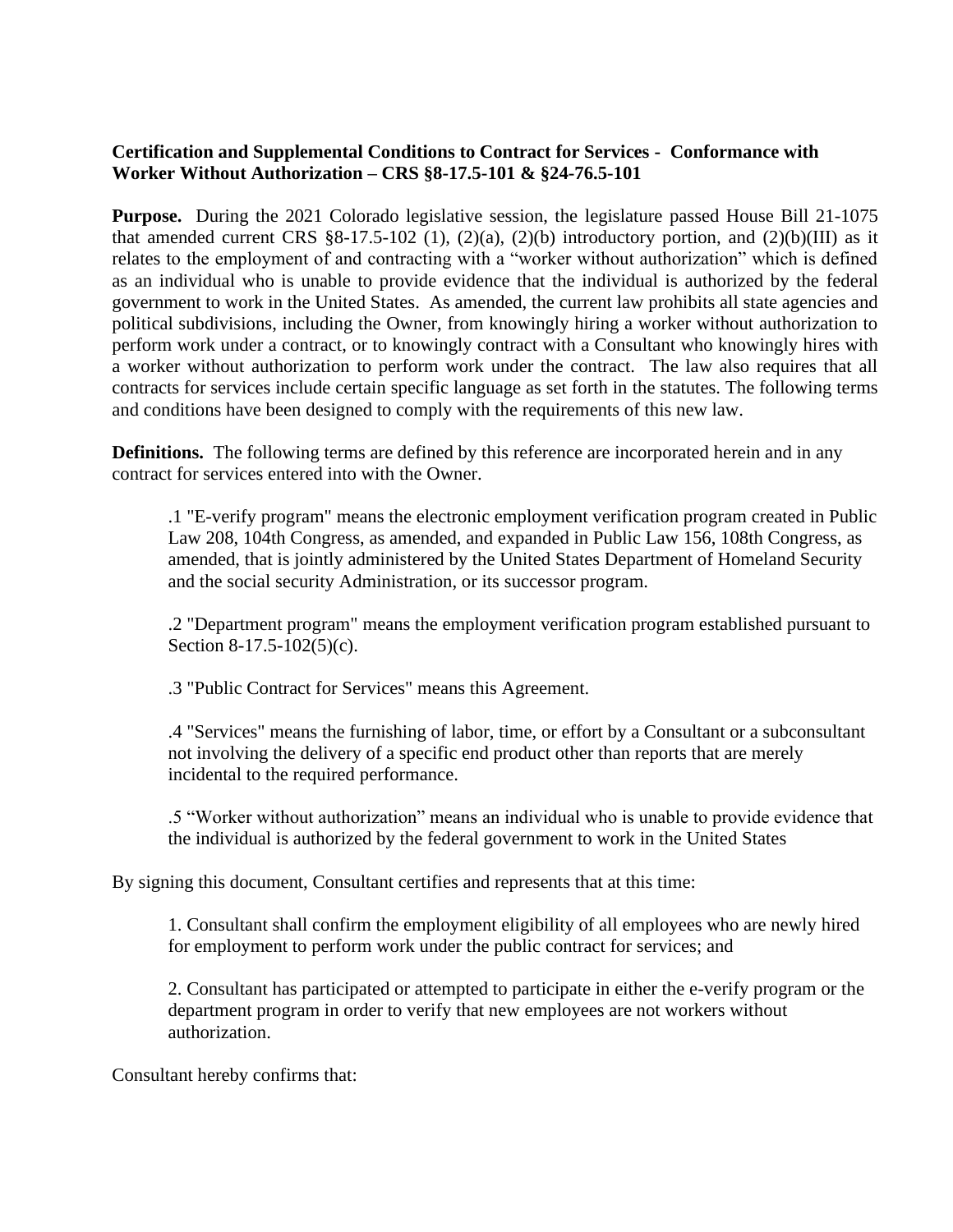**Certification and Supplemental Conditions to Contract for Services - Conformance with Worker Without Authorization – CRS §8-17.5-101 & §24-76.5-101**

**Purpose.** During the 2021 Colorado legislative session, the legislature passed House Bill 21-1075 that amended current CRS §8-17.5-102 (1), (2)(a), (2)(b) introductory portion, and (2)(b)(III) as it relates to the employment of and contracting with a "worker without authorization" which is defined as an individual who is unable to provide evidence that the individual is authorized by the federal government to work in the United States. As amended, the current law prohibits all state agencies and political subdivisions, including the Owner, from knowingly hiring a worker without authorization to perform work under a contract, or to knowingly contract with a Consultant who knowingly hires with a worker without authorization to perform work under the contract. The law also requires that all contracts for services include certain specific language as set forth in the statutes. The following terms and conditions have been designed to comply with the requirements of this new law.

**Definitions.** The following terms are defined by this reference are incorporated herein and in any contract for services entered into with the Owner.

.1 "E-verify program" means the electronic employment verification program created in Public Law 208, 104th Congress, as amended, and expanded in Public Law 156, 108th Congress, as amended, that is jointly administered by the United States Department of Homeland Security and the social security Administration, or its successor program.

.2 "Department program" means the employment verification program established pursuant to Section 8-17.5-102(5)(c).

.3 "Public Contract for Services" means this Agreement.

.4 "Services" means the furnishing of labor, time, or effort by a Consultant or a subconsultant not involving the delivery of a specific end product other than reports that are merely incidental to the required performance.

.5 "Worker without authorization" means an individual who is unable to provide evidence that the individual is authorized by the federal government to work in the United States

By signing this document, Consultant certifies and represents that at this time:

1. Consultant shall confirm the employment eligibility of all employees who are newly hired for employment to perform work under the public contract for services; and

2. Consultant has participated or attempted to participate in either the e-verify program or the department program in order to verify that new employees are not workers without authorization.

Consultant hereby confirms that: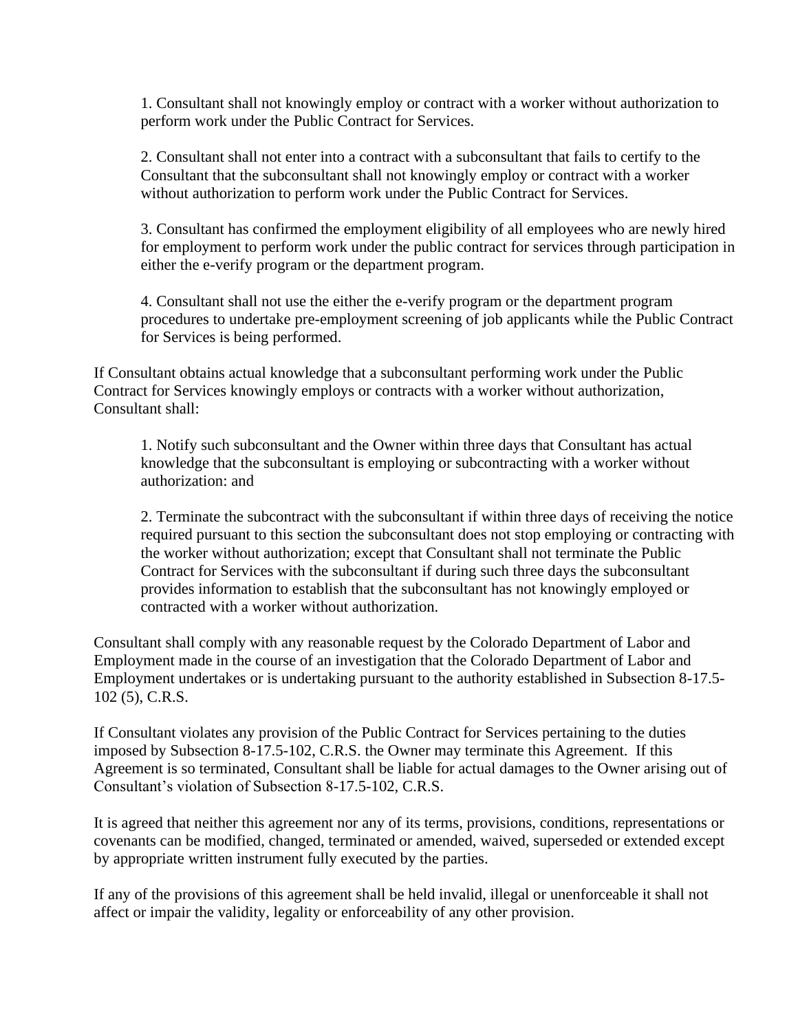1. Consultant shall not knowingly employ or contract with a worker without authorization to perform work under the Public Contract for Services.

2. Consultant shall not enter into a contract with a subconsultant that fails to certify to the Consultant that the subconsultant shall not knowingly employ or contract with a worker without authorization to perform work under the Public Contract for Services.

3. Consultant has confirmed the employment eligibility of all employees who are newly hired for employment to perform work under the public contract for services through participation in either the e-verify program or the department program.

4. Consultant shall not use the either the e-verify program or the department program procedures to undertake pre-employment screening of job applicants while the Public Contract for Services is being performed.

If Consultant obtains actual knowledge that a subconsultant performing work under the Public Contract for Services knowingly employs or contracts with a worker without authorization, Consultant shall:

1. Notify such subconsultant and the Owner within three days that Consultant has actual knowledge that the subconsultant is employing or subcontracting with a worker without authorization: and

2. Terminate the subcontract with the subconsultant if within three days of receiving the notice required pursuant to this section the subconsultant does not stop employing or contracting with the worker without authorization; except that Consultant shall not terminate the Public Contract for Services with the subconsultant if during such three days the subconsultant provides information to establish that the subconsultant has not knowingly employed or contracted with a worker without authorization.

Consultant shall comply with any reasonable request by the Colorado Department of Labor and Employment made in the course of an investigation that the Colorado Department of Labor and Employment undertakes or is undertaking pursuant to the authority established in Subsection 8-17.5-102 (5), C.R.S.

If Consultant violates any provision of the Public Contract for Services pertaining to the duties imposed by Subsection 8-17.5-102, C.R.S. the Owner may terminate this Agreement. If this Agreement is so terminated, Consultant shall be liable for actual damages to the Owner arising out of Consultant's violation of Subsection 8-17.5-102, C.R.S.

It is agreed that neither this agreement nor any of its terms, provisions, conditions, representations or covenants can be modified, changed, terminated or amended, waived, superseded or extended except by appropriate written instrument fully executed by the parties.

If any of the provisions of this agreement shall be held invalid, illegal or unenforceable it shall not affect or impair the validity, legality or enforceability of any other provision.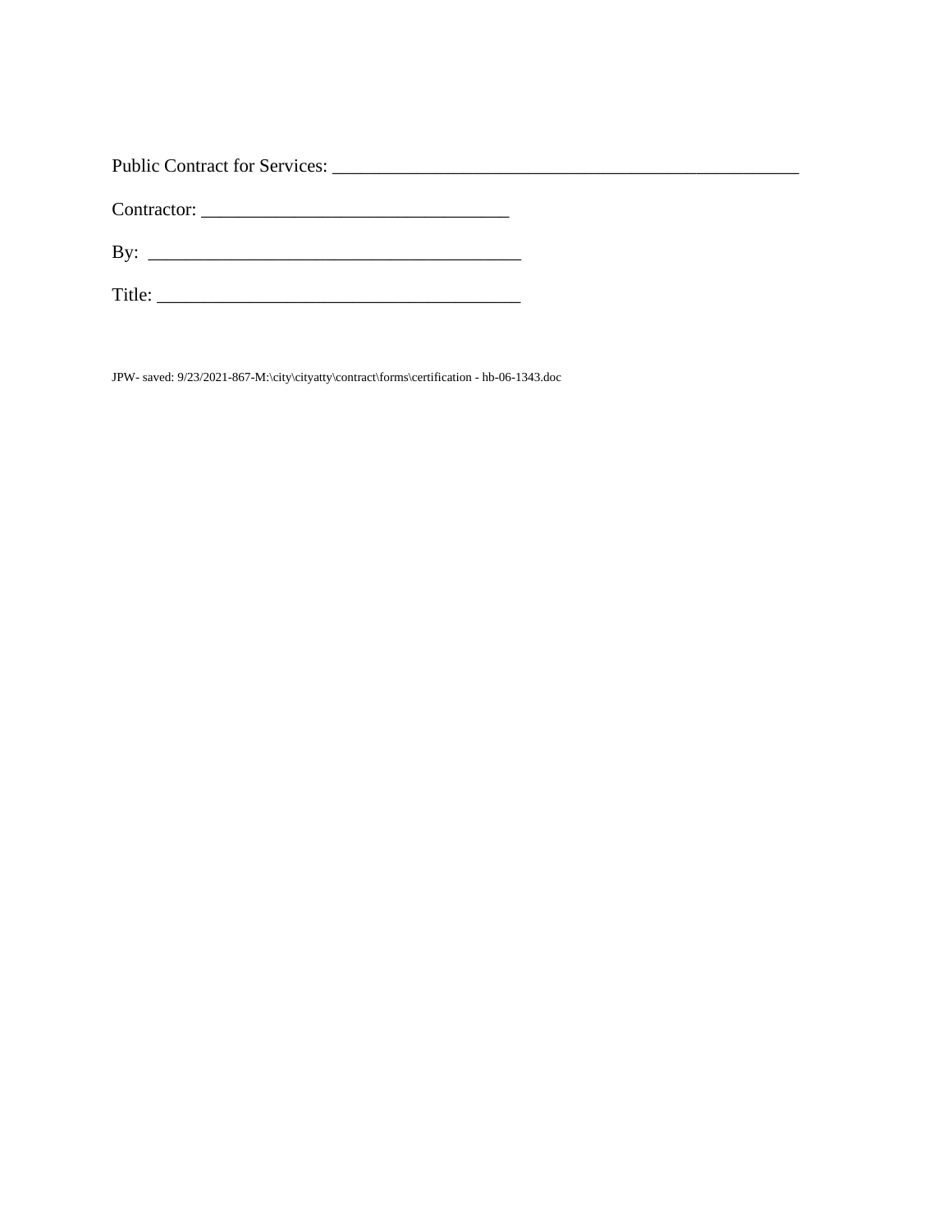Public Contract for Services: ___________________________________________________

Contractor: _________________________________

By: _______________________________________

Title: _______________________________________

JPW- saved: 9/23/2021-867-M:\city\cityatty\contract\forms\certification - hb-06-1343.doc